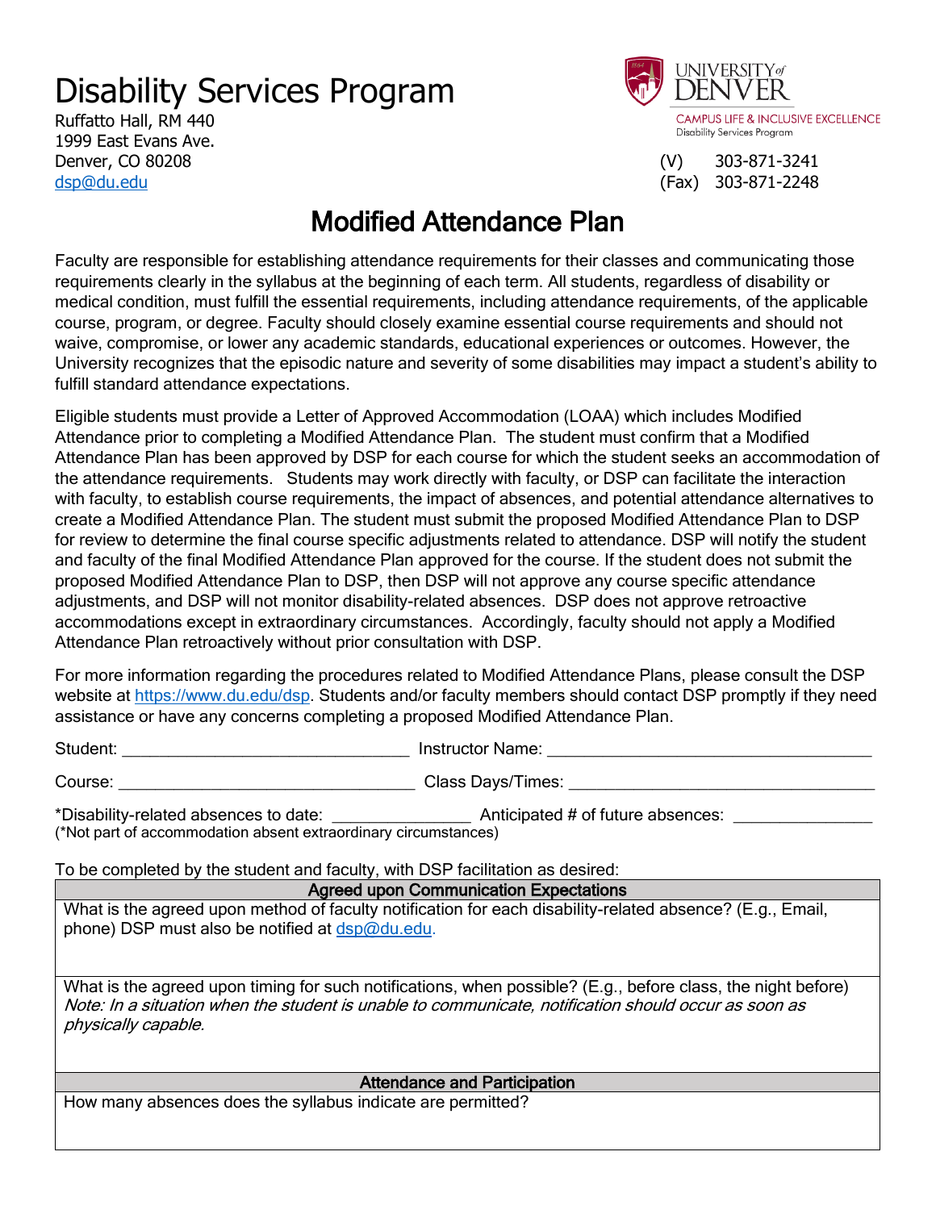# Disability Services Program

Ruffatto Hall, RM 440
1999 East Evans Ave.
Denver, CO 80208
dsp@du.edu

UNIVERSITY of DENVER
CAMPUS LIFE & INCLUSIVE EXCELLENCE
Disability Services Program

(V) 303-871-3241
(Fax) 303-871-2248

## Modified Attendance Plan

Faculty are responsible for establishing attendance requirements for their classes and communicating those requirements clearly in the syllabus at the beginning of each term. All students, regardless of disability or medical condition, must fulfill the essential requirements, including attendance requirements, of the applicable course, program, or degree. Faculty should closely examine essential course requirements and should not waive, compromise, or lower any academic standards, educational experiences or outcomes. However, the University recognizes that the episodic nature and severity of some disabilities may impact a student's ability to fulfill standard attendance expectations.

Eligible students must provide a Letter of Approved Accommodation (LOAA) which includes Modified Attendance prior to completing a Modified Attendance Plan. The student must confirm that a Modified Attendance Plan has been approved by DSP for each course for which the student seeks an accommodation of the attendance requirements. Students may work directly with faculty, or DSP can facilitate the interaction with faculty, to establish course requirements, the impact of absences, and potential attendance alternatives to create a Modified Attendance Plan. The student must submit the proposed Modified Attendance Plan to DSP for review to determine the final course specific adjustments related to attendance. DSP will notify the student and faculty of the final Modified Attendance Plan approved for the course. If the student does not submit the proposed Modified Attendance Plan to DSP, then DSP will not approve any course specific attendance adjustments, and DSP will not monitor disability-related absences. DSP does not approve retroactive accommodations except in extraordinary circumstances. Accordingly, faculty should not apply a Modified Attendance Plan retroactively without prior consultation with DSP.

For more information regarding the procedures related to Modified Attendance Plans, please consult the DSP website at https://www.du.edu/dsp. Students and/or faculty members should contact DSP promptly if they need assistance or have any concerns completing a proposed Modified Attendance Plan.

Student: ________________________________ Instructor Name: ____________________________________

Course: _________________________________ Class Days/Times: __________________________________

*Disability-related absences to date: _______________ Anticipated # of future absences: _______________
(*Not part of accommodation absent extraordinary circumstances)

To be completed by the student and faculty, with DSP facilitation as desired:

| Agreed upon Communication Expectations |
|---|
| What is the agreed upon method of faculty notification for each disability-related absence? (E.g., Email, phone) DSP must also be notified at dsp@du.edu. |
| What is the agreed upon timing for such notifications, when possible? (E.g., before class, the night before) *Note: In a situation when the student is unable to communicate, notification should occur as soon as physically capable.* |
| **Attendance and Participation** |
| How many absences does the syllabus indicate are permitted? |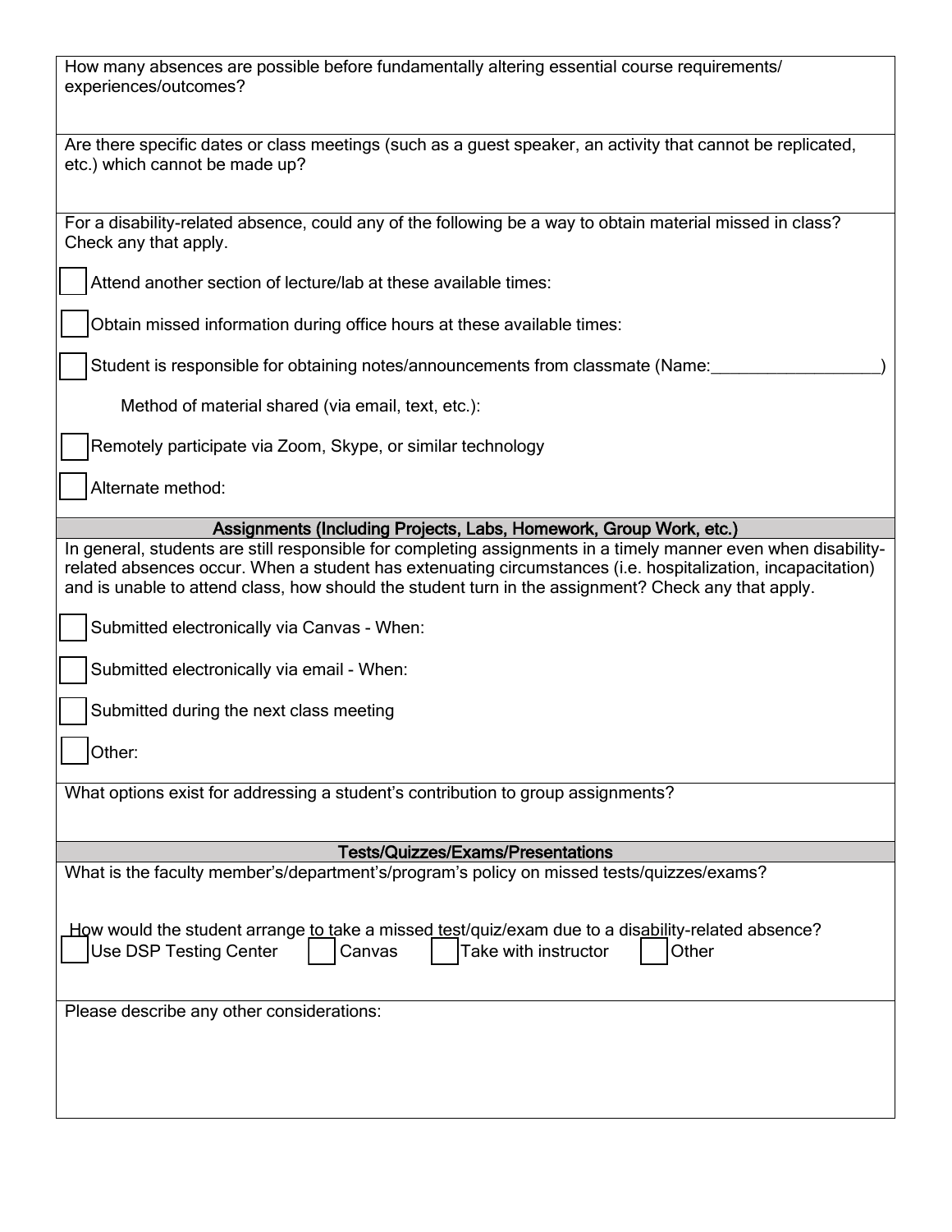How many absences are possible before fundamentally altering essential course requirements/experiences/outcomes?

Are there specific dates or class meetings (such as a guest speaker, an activity that cannot be replicated, etc.) which cannot be made up?

For a disability-related absence, could any of the following be a way to obtain material missed in class? Check any that apply.

- [ ] Attend another section of lecture/lab at these available times:
- [ ] Obtain missed information during office hours at these available times:
- [ ] Student is responsible for obtaining notes/announcements from classmate (Name:___________________)

    Method of material shared (via email, text, etc.):

- [ ] Remotely participate via Zoom, Skype, or similar technology
- [ ] Alternate method:

## Assignments (Including Projects, Labs, Homework, Group Work, etc.)

In general, students are still responsible for completing assignments in a timely manner even when disability-related absences occur. When a student has extenuating circumstances (i.e. hospitalization, incapacitation) and is unable to attend class, how should the student turn in the assignment? Check any that apply.

- [ ] Submitted electronically via Canvas - When:
- [ ] Submitted electronically via email - When:
- [ ] Submitted during the next class meeting
- [ ] Other:

What options exist for addressing a student's contribution to group assignments?

## Tests/Quizzes/Exams/Presentations

What is the faculty member's/department's/program's policy on missed tests/quizzes/exams?

How would the student arrange to take a missed test/quiz/exam due to a disability-related absence?

- [ ] Use DSP Testing Center
- [ ] Canvas
- [ ] Take with instructor
- [ ] Other

Please describe any other considerations: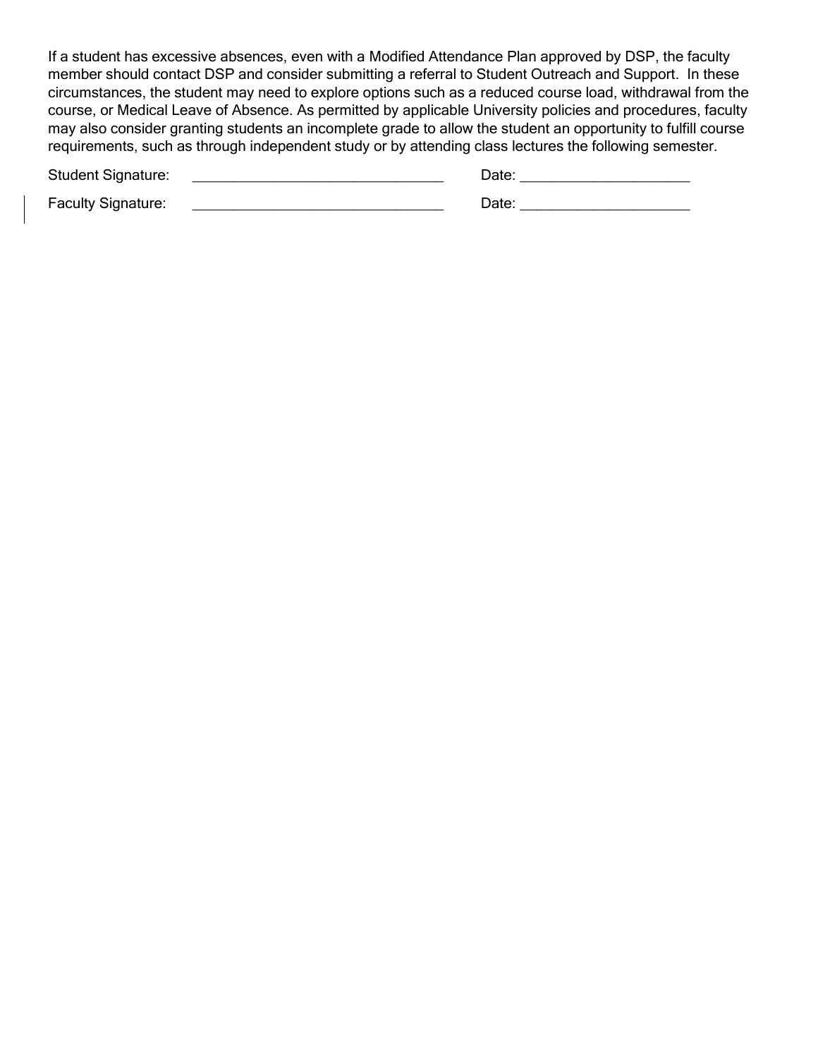If a student has excessive absences, even with a Modified Attendance Plan approved by DSP, the faculty member should contact DSP and consider submitting a referral to Student Outreach and Support. In these circumstances, the student may need to explore options such as a reduced course load, withdrawal from the course, or Medical Leave of Absence. As permitted by applicable University policies and procedures, faculty may also consider granting students an incomplete grade to allow the student an opportunity to fulfill course requirements, such as through independent study or by attending class lectures the following semester.

Student Signature: ________________________________ Date: ______________________

Faculty Signature: ________________________________ Date: ______________________